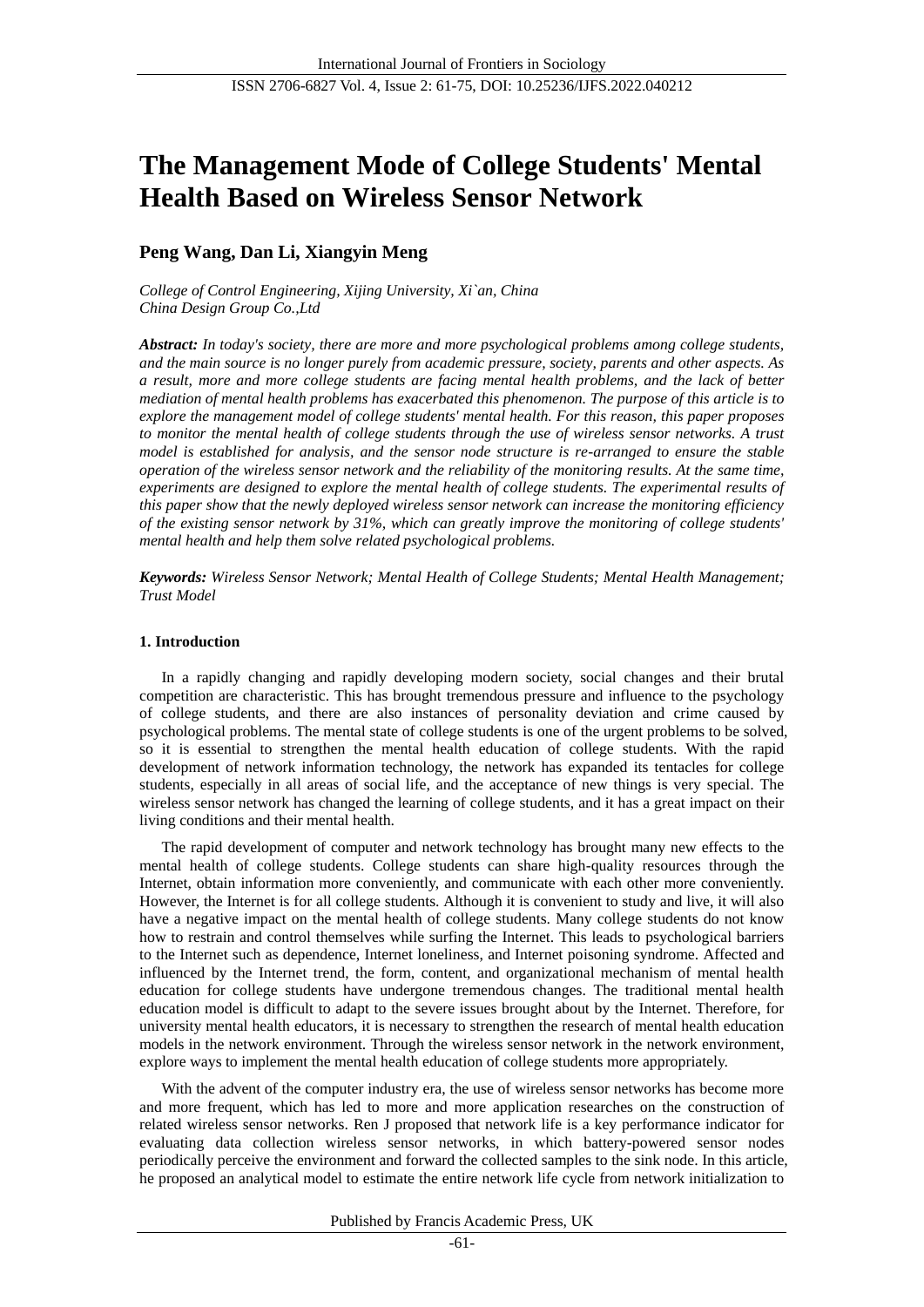# The Management Mode of College Students' Mental Health Based on Wireless Sensor Network

**Peng Wang, Dan Li, Xiangyin Meng**

*College of Control Engineering, Xijing University, Xi`an, China*
*China Design Group Co.,Ltd*

***Abstract:*** *In today's society, there are more and more psychological problems among college students, and the main source is no longer purely from academic pressure, society, parents and other aspects. As a result, more and more college students are facing mental health problems, and the lack of better mediation of mental health problems has exacerbated this phenomenon. The purpose of this article is to explore the management model of college students' mental health. For this reason, this paper proposes to monitor the mental health of college students through the use of wireless sensor networks. A trust model is established for analysis, and the sensor node structure is re-arranged to ensure the stable operation of the wireless sensor network and the reliability of the monitoring results. At the same time, experiments are designed to explore the mental health of college students. The experimental results of this paper show that the newly deployed wireless sensor network can increase the monitoring efficiency of the existing sensor network by 31%, which can greatly improve the monitoring of college students' mental health and help them solve related psychological problems.*

***Keywords:*** *Wireless Sensor Network; Mental Health of College Students; Mental Health Management; Trust Model*

## 1. Introduction

In a rapidly changing and rapidly developing modern society, social changes and their brutal competition are characteristic. This has brought tremendous pressure and influence to the psychology of college students, and there are also instances of personality deviation and crime caused by psychological problems. The mental state of college students is one of the urgent problems to be solved, so it is essential to strengthen the mental health education of college students. With the rapid development of network information technology, the network has expanded its tentacles for college students, especially in all areas of social life, and the acceptance of new things is very special. The wireless sensor network has changed the learning of college students, and it has a great impact on their living conditions and their mental health.

The rapid development of computer and network technology has brought many new effects to the mental health of college students. College students can share high-quality resources through the Internet, obtain information more conveniently, and communicate with each other more conveniently. However, the Internet is for all college students. Although it is convenient to study and live, it will also have a negative impact on the mental health of college students. Many college students do not know how to restrain and control themselves while surfing the Internet. This leads to psychological barriers to the Internet such as dependence, Internet loneliness, and Internet poisoning syndrome. Affected and influenced by the Internet trend, the form, content, and organizational mechanism of mental health education for college students have undergone tremendous changes. The traditional mental health education model is difficult to adapt to the severe issues brought about by the Internet. Therefore, for university mental health educators, it is necessary to strengthen the research of mental health education models in the network environment. Through the wireless sensor network in the network environment, explore ways to implement the mental health education of college students more appropriately.

With the advent of the computer industry era, the use of wireless sensor networks has become more and more frequent, which has led to more and more application researches on the construction of related wireless sensor networks. Ren J proposed that network life is a key performance indicator for evaluating data collection wireless sensor networks, in which battery-powered sensor nodes periodically perceive the environment and forward the collected samples to the sink node. In this article, he proposed an analytical model to estimate the entire network life cycle from network initialization to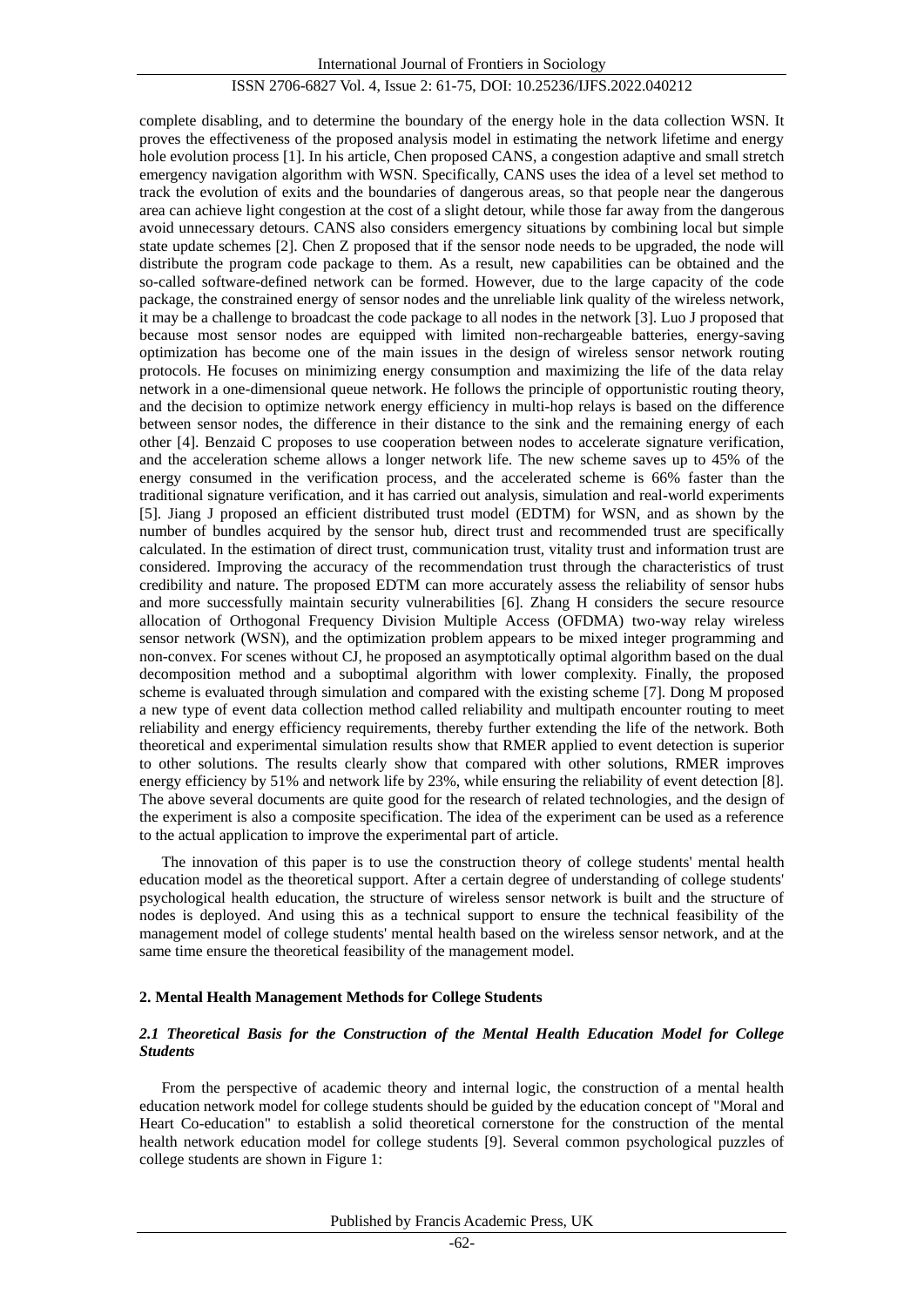complete disabling, and to determine the boundary of the energy hole in the data collection WSN. It proves the effectiveness of the proposed analysis model in estimating the network lifetime and energy hole evolution process [1]. In his article, Chen proposed CANS, a congestion adaptive and small stretch emergency navigation algorithm with WSN. Specifically, CANS uses the idea of a level set method to track the evolution of exits and the boundaries of dangerous areas, so that people near the dangerous area can achieve light congestion at the cost of a slight detour, while those far away from the dangerous avoid unnecessary detours. CANS also considers emergency situations by combining local but simple state update schemes [2]. Chen Z proposed that if the sensor node needs to be upgraded, the node will distribute the program code package to them. As a result, new capabilities can be obtained and the so-called software-defined network can be formed. However, due to the large capacity of the code package, the constrained energy of sensor nodes and the unreliable link quality of the wireless network, it may be a challenge to broadcast the code package to all nodes in the network [3]. Luo J proposed that because most sensor nodes are equipped with limited non-rechargeable batteries, energy-saving optimization has become one of the main issues in the design of wireless sensor network routing protocols. He focuses on minimizing energy consumption and maximizing the life of the data relay network in a one-dimensional queue network. He follows the principle of opportunistic routing theory, and the decision to optimize network energy efficiency in multi-hop relays is based on the difference between sensor nodes, the difference in their distance to the sink and the remaining energy of each other [4]. Benzaid C proposes to use cooperation between nodes to accelerate signature verification, and the acceleration scheme allows a longer network life. The new scheme saves up to 45% of the energy consumed in the verification process, and the accelerated scheme is 66% faster than the traditional signature verification, and it has carried out analysis, simulation and real-world experiments [5]. Jiang J proposed an efficient distributed trust model (EDTM) for WSN, and as shown by the number of bundles acquired by the sensor hub, direct trust and recommended trust are specifically calculated. In the estimation of direct trust, communication trust, vitality trust and information trust are considered. Improving the accuracy of the recommendation trust through the characteristics of trust credibility and nature. The proposed EDTM can more accurately assess the reliability of sensor hubs and more successfully maintain security vulnerabilities [6]. Zhang H considers the secure resource allocation of Orthogonal Frequency Division Multiple Access (OFDMA) two-way relay wireless sensor network (WSN), and the optimization problem appears to be mixed integer programming and non-convex. For scenes without CJ, he proposed an asymptotically optimal algorithm based on the dual decomposition method and a suboptimal algorithm with lower complexity. Finally, the proposed scheme is evaluated through simulation and compared with the existing scheme [7]. Dong M proposed a new type of event data collection method called reliability and multipath encounter routing to meet reliability and energy efficiency requirements, thereby further extending the life of the network. Both theoretical and experimental simulation results show that RMER applied to event detection is superior to other solutions. The results clearly show that compared with other solutions, RMER improves energy efficiency by 51% and network life by 23%, while ensuring the reliability of event detection [8]. The above several documents are quite good for the research of related technologies, and the design of the experiment is also a composite specification. The idea of the experiment can be used as a reference to the actual application to improve the experimental part of article.

The innovation of this paper is to use the construction theory of college students' mental health education model as the theoretical support. After a certain degree of understanding of college students' psychological health education, the structure of wireless sensor network is built and the structure of nodes is deployed. And using this as a technical support to ensure the technical feasibility of the management model of college students' mental health based on the wireless sensor network, and at the same time ensure the theoretical feasibility of the management model.

## 2. Mental Health Management Methods for College Students

### *2.1 Theoretical Basis for the Construction of the Mental Health Education Model for College Students*

From the perspective of academic theory and internal logic, the construction of a mental health education network model for college students should be guided by the education concept of "Moral and Heart Co-education" to establish a solid theoretical cornerstone for the construction of the mental health network education model for college students [9]. Several common psychological puzzles of college students are shown in Figure 1: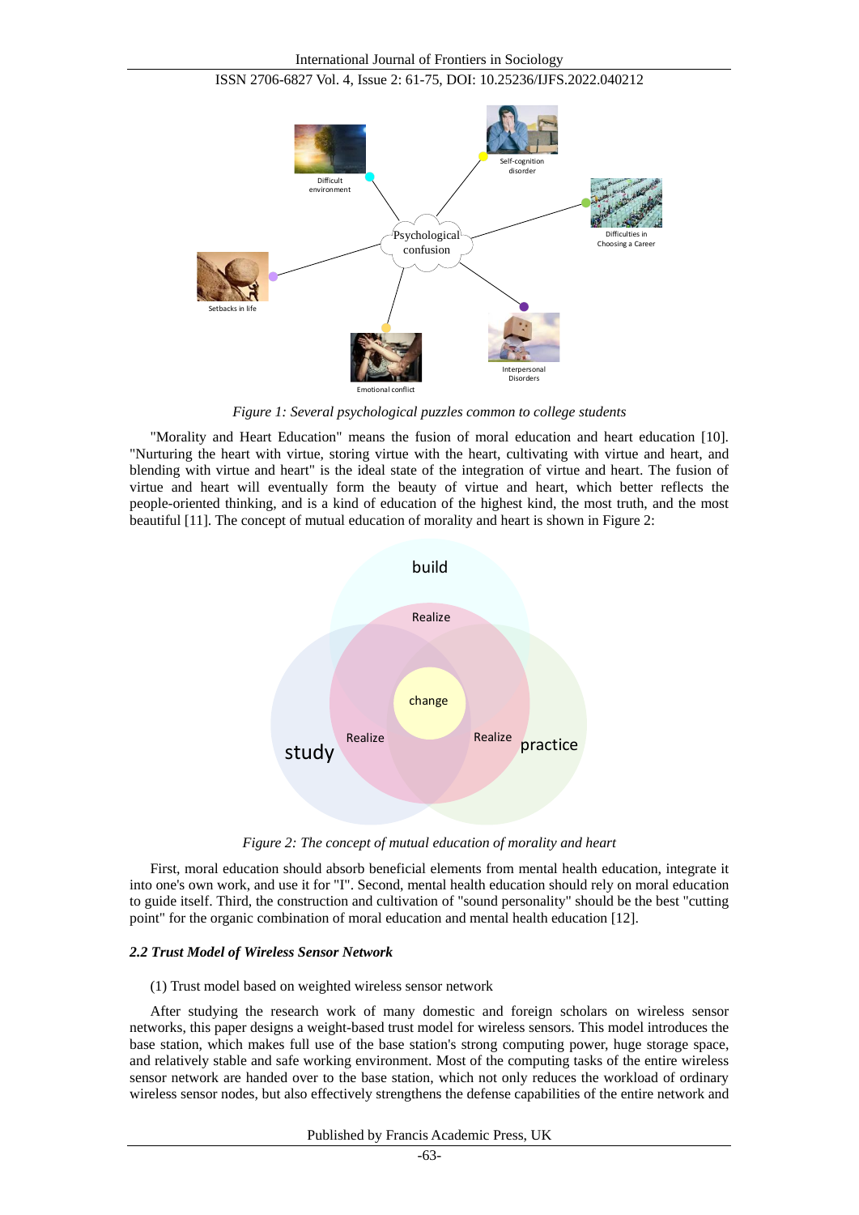*Figure 1: Several psychological puzzles common to college students*

"Morality and Heart Education" means the fusion of moral education and heart education [10]. "Nurturing the heart with virtue, storing virtue with the heart, cultivating with virtue and heart, and blending with virtue and heart" is the ideal state of the integration of virtue and heart. The fusion of virtue and heart will eventually form the beauty of virtue and heart, which better reflects the people-oriented thinking, and is a kind of education of the highest kind, the most truth, and the most beautiful [11]. The concept of mutual education of morality and heart is shown in Figure 2:

*Figure 2: The concept of mutual education of morality and heart*

First, moral education should absorb beneficial elements from mental health education, integrate it into one's own work, and use it for "I". Second, mental health education should rely on moral education to guide itself. Third, the construction and cultivation of "sound personality" should be the best "cutting point" for the organic combination of moral education and mental health education [12].

### *2.2 Trust Model of Wireless Sensor Network*

(1) Trust model based on weighted wireless sensor network

After studying the research work of many domestic and foreign scholars on wireless sensor networks, this paper designs a weight-based trust model for wireless sensors. This model introduces the base station, which makes full use of the base station's strong computing power, huge storage space, and relatively stable and safe working environment. Most of the computing tasks of the entire wireless sensor network are handed over to the base station, which not only reduces the workload of ordinary wireless sensor nodes, but also effectively strengthens the defense capabilities of the entire network and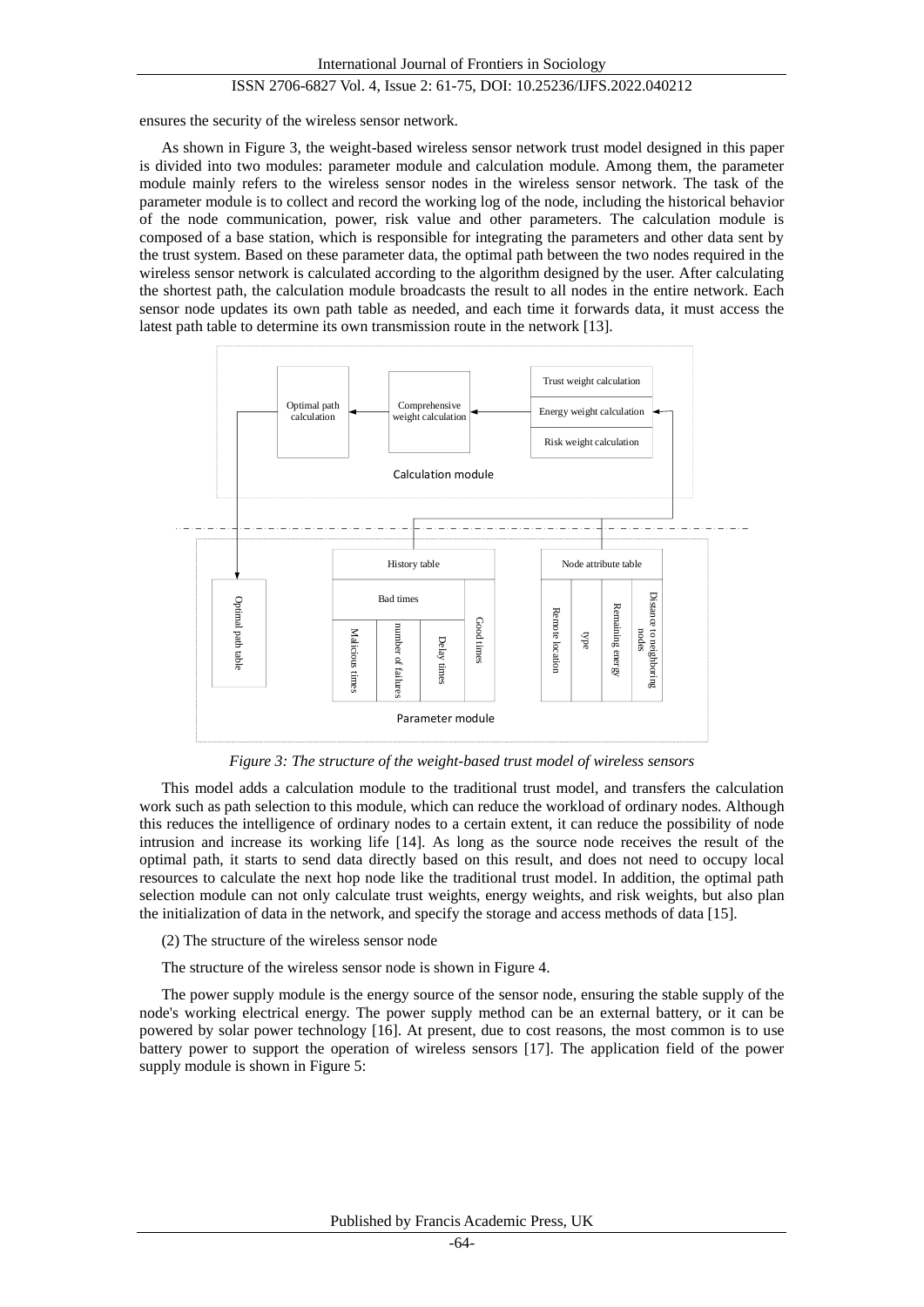ensures the security of the wireless sensor network.

As shown in Figure 3, the weight-based wireless sensor network trust model designed in this paper is divided into two modules: parameter module and calculation module. Among them, the parameter module mainly refers to the wireless sensor nodes in the wireless sensor network. The task of the parameter module is to collect and record the working log of the node, including the historical behavior of the node communication, power, risk value and other parameters. The calculation module is composed of a base station, which is responsible for integrating the parameters and other data sent by the trust system. Based on these parameter data, the optimal path between the two nodes required in the wireless sensor network is calculated according to the algorithm designed by the user. After calculating the shortest path, the calculation module broadcasts the result to all nodes in the entire network. Each sensor node updates its own path table as needed, and each time it forwards data, it must access the latest path table to determine its own transmission route in the network [13].

*Figure 3: The structure of the weight-based trust model of wireless sensors*

This model adds a calculation module to the traditional trust model, and transfers the calculation work such as path selection to this module, which can reduce the workload of ordinary nodes. Although this reduces the intelligence of ordinary nodes to a certain extent, it can reduce the possibility of node intrusion and increase its working life [14]. As long as the source node receives the result of the optimal path, it starts to send data directly based on this result, and does not need to occupy local resources to calculate the next hop node like the traditional trust model. In addition, the optimal path selection module can not only calculate trust weights, energy weights, and risk weights, but also plan the initialization of data in the network, and specify the storage and access methods of data [15].

(2) The structure of the wireless sensor node

The structure of the wireless sensor node is shown in Figure 4.

The power supply module is the energy source of the sensor node, ensuring the stable supply of the node's working electrical energy. The power supply method can be an external battery, or it can be powered by solar power technology [16]. At present, due to cost reasons, the most common is to use battery power to support the operation of wireless sensors [17]. The application field of the power supply module is shown in Figure 5: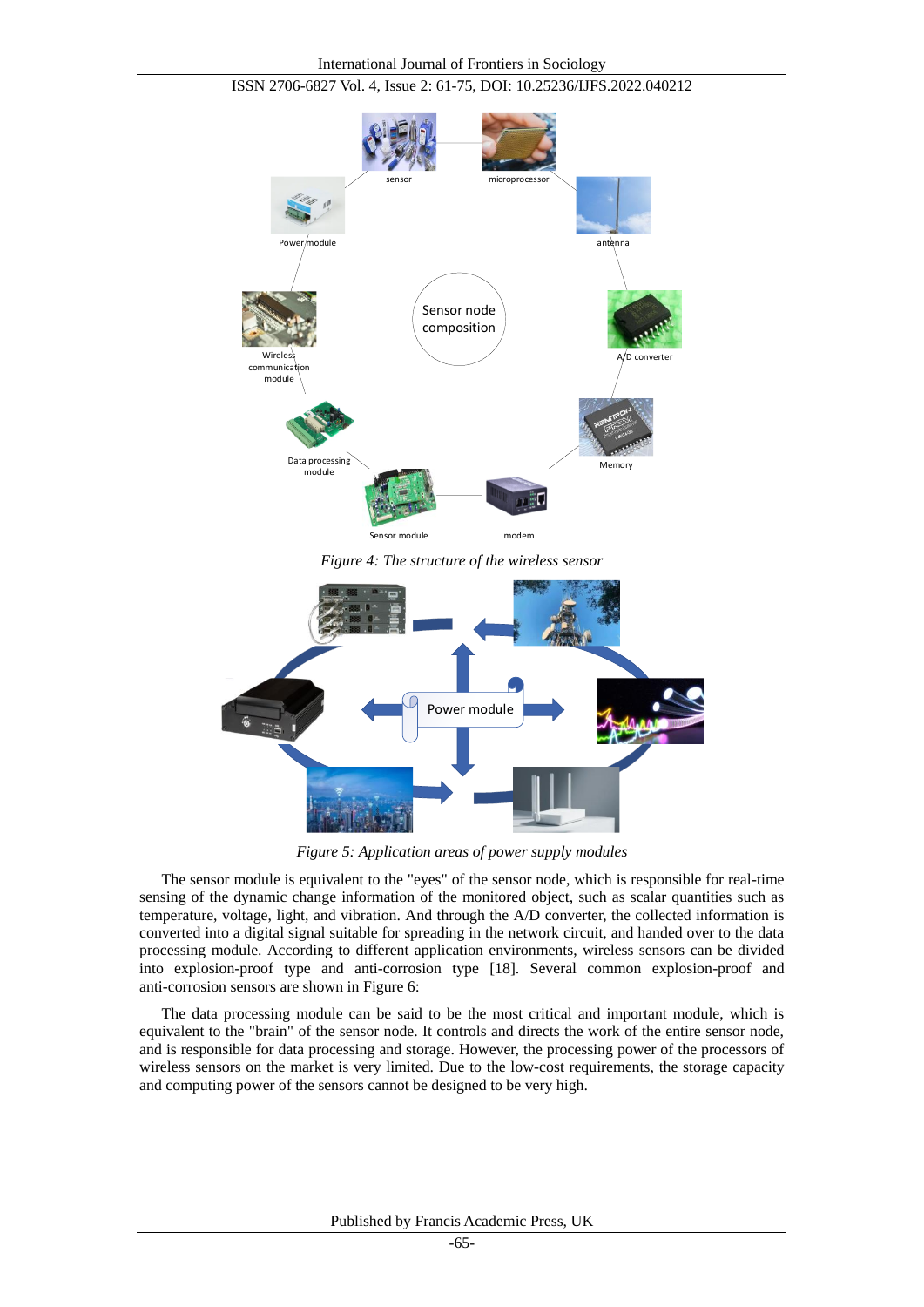*Figure 4: The structure of the wireless sensor*

*Figure 5: Application areas of power supply modules*

The sensor module is equivalent to the "eyes" of the sensor node, which is responsible for real-time sensing of the dynamic change information of the monitored object, such as scalar quantities such as temperature, voltage, light, and vibration. And through the A/D converter, the collected information is converted into a digital signal suitable for spreading in the network circuit, and handed over to the data processing module. According to different application environments, wireless sensors can be divided into explosion-proof type and anti-corrosion type [18]. Several common explosion-proof and anti-corrosion sensors are shown in Figure 6:

The data processing module can be said to be the most critical and important module, which is equivalent to the "brain" of the sensor node. It controls and directs the work of the entire sensor node, and is responsible for data processing and storage. However, the processing power of the processors of wireless sensors on the market is very limited. Due to the low-cost requirements, the storage capacity and computing power of the sensors cannot be designed to be very high.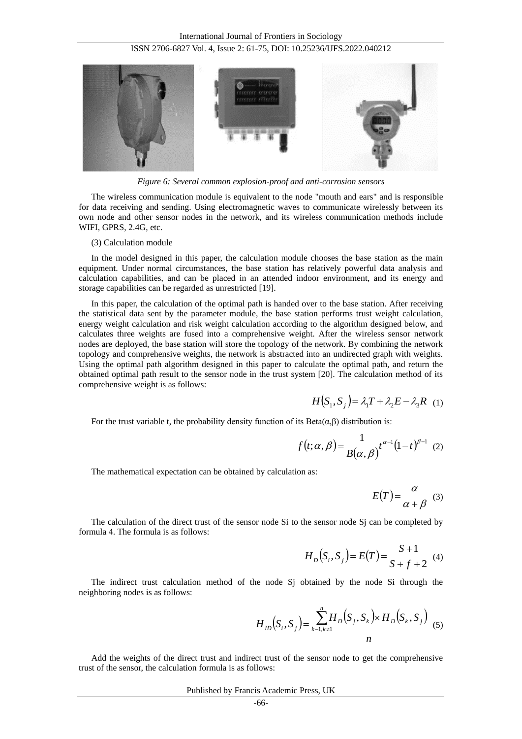*Figure 6: Several common explosion-proof and anti-corrosion sensors*

The wireless communication module is equivalent to the node "mouth and ears" and is responsible for data receiving and sending. Using electromagnetic waves to communicate wirelessly between its own node and other sensor nodes in the network, and its wireless communication methods include WIFI, GPRS, 2.4G, etc.

(3) Calculation module

In the model designed in this paper, the calculation module chooses the base station as the main equipment. Under normal circumstances, the base station has relatively powerful data analysis and calculation capabilities, and can be placed in an attended indoor environment, and its energy and storage capabilities can be regarded as unrestricted [19].

In this paper, the calculation of the optimal path is handed over to the base station. After receiving the statistical data sent by the parameter module, the base station performs trust weight calculation, energy weight calculation and risk weight calculation according to the algorithm designed below, and calculates three weights are fused into a comprehensive weight. After the wireless sensor network nodes are deployed, the base station will store the topology of the network. By combining the network topology and comprehensive weights, the network is abstracted into an undirected graph with weights. Using the optimal path algorithm designed in this paper to calculate the optimal path, and return the obtained optimal path result to the sensor node in the trust system [20]. The calculation method of its comprehensive weight is as follows:

$$H(S_1, S_j) = \lambda_1 T + \lambda_2 E - \lambda_3 R \quad (1)$$

For the trust variable t, the probability density function of its Beta(α,β) distribution is:

$$f(t;\alpha,\beta) = \frac{1}{B(\alpha,\beta)} t^{\alpha-1}(1-t)^{\beta-1} \quad (2)$$

The mathematical expectation can be obtained by calculation as:

$$E(T) = \frac{\alpha}{\alpha+\beta} \quad (3)$$

The calculation of the direct trust of the sensor node Si to the sensor node Sj can be completed by formula 4. The formula is as follows:

$$H_D(S_i, S_j) = E(T) = \frac{S+1}{S+f+2} \quad (4)$$

The indirect trust calculation method of the node Sj obtained by the node Si through the neighboring nodes is as follows:

$$H_{ID}(S_i, S_j) = \frac{\sum_{k-1,k\neq 1}^{n} H_D(S_j, S_k) \times H_D(S_k, S_j)}{n} \quad (5)$$

Add the weights of the direct trust and indirect trust of the sensor node to get the comprehensive trust of the sensor, the calculation formula is as follows: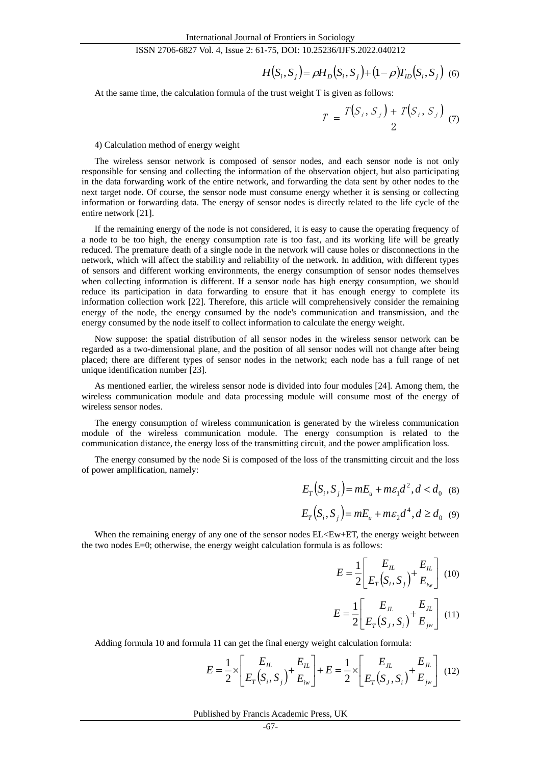$$H(S_i, S_j) = \rho H_D(S_i, S_j) + (1-\rho)T_{ID}(S_i, S_j) \quad (6)$$

At the same time, the calculation formula of the trust weight T is given as follows:

$$T = \frac{T(S_i, S_j) + T(S_i, S_j)}{2} \quad (7)$$

4) Calculation method of energy weight

The wireless sensor network is composed of sensor nodes, and each sensor node is not only responsible for sensing and collecting the information of the observation object, but also participating in the data forwarding work of the entire network, and forwarding the data sent by other nodes to the next target node. Of course, the sensor node must consume energy whether it is sensing or collecting information or forwarding data. The energy of sensor nodes is directly related to the life cycle of the entire network [21].

If the remaining energy of the node is not considered, it is easy to cause the operating frequency of a node to be too high, the energy consumption rate is too fast, and its working life will be greatly reduced. The premature death of a single node in the network will cause holes or disconnections in the network, which will affect the stability and reliability of the network. In addition, with different types of sensors and different working environments, the energy consumption of sensor nodes themselves when collecting information is different. If a sensor node has high energy consumption, we should reduce its participation in data forwarding to ensure that it has enough energy to complete its information collection work [22]. Therefore, this article will comprehensively consider the remaining energy of the node, the energy consumed by the node's communication and transmission, and the energy consumed by the node itself to collect information to calculate the energy weight.

Now suppose: the spatial distribution of all sensor nodes in the wireless sensor network can be regarded as a two-dimensional plane, and the position of all sensor nodes will not change after being placed; there are different types of sensor nodes in the network; each node has a full range of net unique identification number [23].

As mentioned earlier, the wireless sensor node is divided into four modules [24]. Among them, the wireless communication module and data processing module will consume most of the energy of wireless sensor nodes.

The energy consumption of wireless communication is generated by the wireless communication module of the wireless communication module. The energy consumption is related to the communication distance, the energy loss of the transmitting circuit, and the power amplification loss.

The energy consumed by the node Si is composed of the loss of the transmitting circuit and the loss of power amplification, namely:

$$E_T(S_i, S_j) = mE_u + m\varepsilon_1 d^2, d < d_0 \quad (8)$$

$$E_T(S_i, S_j) = mE_u + m\varepsilon_2 d^4, d \geq d_0 \quad (9)$$

When the remaining energy of any one of the sensor nodes EL<Ew+ET, the energy weight between the two nodes E=0; otherwise, the energy weight calculation formula is as follows:

$$E = \frac{1}{2}\left[\frac{E_{IL}}{E_T(S_i, S_j)} + \frac{E_{IL}}{E_{iw}}\right] \quad (10)$$

$$E = \frac{1}{2}\left[\frac{E_{JL}}{E_T(S_J, S_i)} + \frac{E_{JL}}{E_{jw}}\right] \quad (11)$$

Adding formula 10 and formula 11 can get the final energy weight calculation formula:

$$E = \frac{1}{2} \times \left[\frac{E_{IL}}{E_T(S_i, S_j)} + \frac{E_{IL}}{E_{iw}}\right] + E = \frac{1}{2} \times \left[\frac{E_{JL}}{E_T(S_J, S_i)} + \frac{E_{JL}}{E_{jw}}\right] \quad (12)$$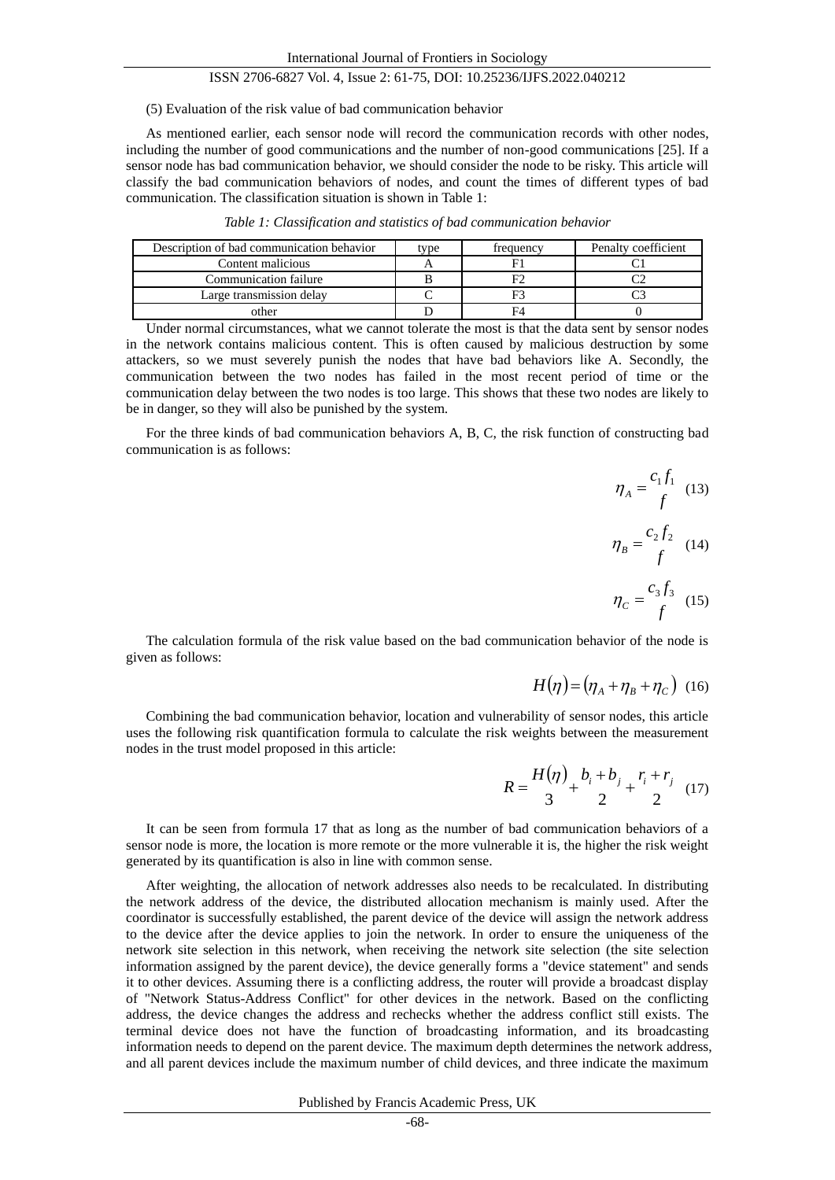(5) Evaluation of the risk value of bad communication behavior

As mentioned earlier, each sensor node will record the communication records with other nodes, including the number of good communications and the number of non-good communications [25]. If a sensor node has bad communication behavior, we should consider the node to be risky. This article will classify the bad communication behaviors of nodes, and count the times of different types of bad communication. The classification situation is shown in Table 1:

*Table 1: Classification and statistics of bad communication behavior*

| Description of bad communication behavior | type | frequency | Penalty coefficient |
|---|---|---|---|
| Content malicious | A | F1 | C1 |
| Communication failure | B | F2 | C2 |
| Large transmission delay | C | F3 | C3 |
| other | D | F4 | 0 |

Under normal circumstances, what we cannot tolerate the most is that the data sent by sensor nodes in the network contains malicious content. This is often caused by malicious destruction by some attackers, so we must severely punish the nodes that have bad behaviors like A. Secondly, the communication between the two nodes has failed in the most recent period of time or the communication delay between the two nodes is too large. This shows that these two nodes are likely to be in danger, so they will also be punished by the system.

For the three kinds of bad communication behaviors A, B, C, the risk function of constructing bad communication is as follows:

$$\eta_A = \frac{c_1 f_1}{f} \quad (13)$$

$$\eta_B = \frac{c_2 f_2}{f} \quad (14)$$

$$\eta_C = \frac{c_3 f_3}{f} \quad (15)$$

The calculation formula of the risk value based on the bad communication behavior of the node is given as follows:

$$H(\eta) = (\eta_A + \eta_B + \eta_C) \quad (16)$$

Combining the bad communication behavior, location and vulnerability of sensor nodes, this article uses the following risk quantification formula to calculate the risk weights between the measurement nodes in the trust model proposed in this article:

$$R = \frac{H(\eta)}{3} + \frac{b_i + b_j}{2} + \frac{r_i + r_j}{2} \quad (17)$$

It can be seen from formula 17 that as long as the number of bad communication behaviors of a sensor node is more, the location is more remote or the more vulnerable it is, the higher the risk weight generated by its quantification is also in line with common sense.

After weighting, the allocation of network addresses also needs to be recalculated. In distributing the network address of the device, the distributed allocation mechanism is mainly used. After the coordinator is successfully established, the parent device of the device will assign the network address to the device after the device applies to join the network. In order to ensure the uniqueness of the network site selection in this network, when receiving the network site selection (the site selection information assigned by the parent device), the device generally forms a "device statement" and sends it to other devices. Assuming there is a conflicting address, the router will provide a broadcast display of "Network Status-Address Conflict" for other devices in the network. Based on the conflicting address, the device changes the address and rechecks whether the address conflict still exists. The terminal device does not have the function of broadcasting information, and its broadcasting information needs to depend on the parent device. The maximum depth determines the network address, and all parent devices include the maximum number of child devices, and three indicate the maximum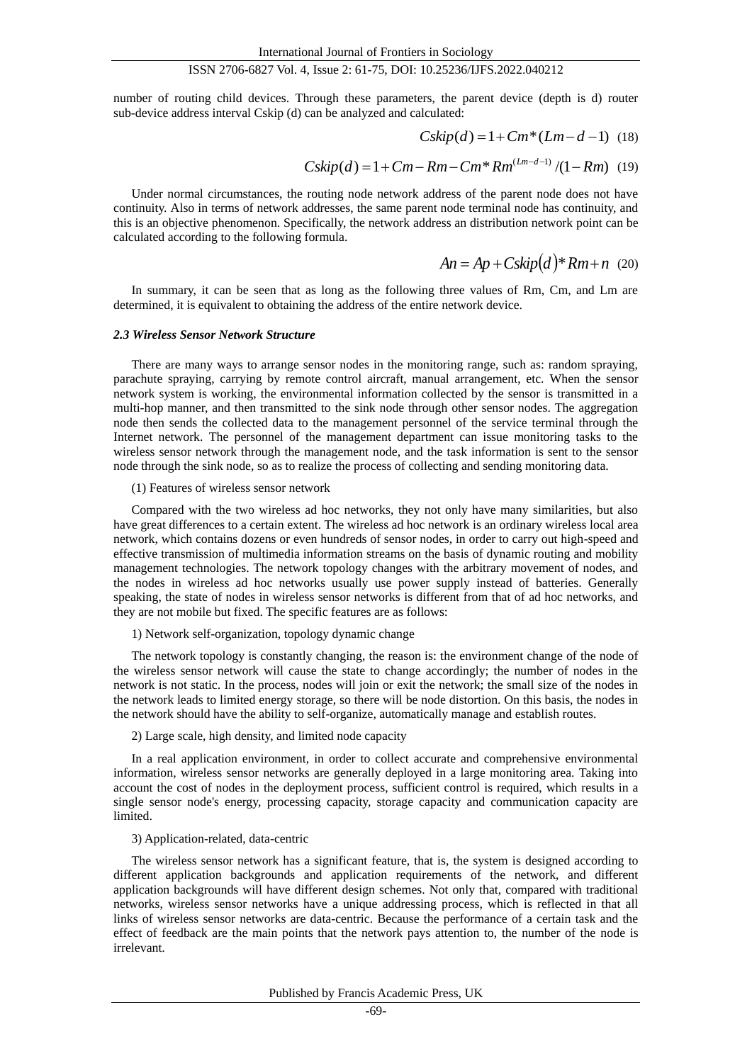number of routing child devices. Through these parameters, the parent device (depth is d) router sub-device address interval Cskip (d) can be analyzed and calculated:

$$Cskip(d) = 1 + Cm*(Lm - d - 1) \quad (18)$$

$$Cskip(d) = 1 + Cm - Rm - Cm*Rm^{(Lm-d-1)}/(1 - Rm) \quad (19)$$

Under normal circumstances, the routing node network address of the parent node does not have continuity. Also in terms of network addresses, the same parent node terminal node has continuity, and this is an objective phenomenon. Specifically, the network address an distribution network point can be calculated according to the following formula.

$$An = Ap + Cskip(d)*Rm + n \quad (20)$$

In summary, it can be seen that as long as the following three values of Rm, Cm, and Lm are determined, it is equivalent to obtaining the address of the entire network device.

### *2.3 Wireless Sensor Network Structure*

There are many ways to arrange sensor nodes in the monitoring range, such as: random spraying, parachute spraying, carrying by remote control aircraft, manual arrangement, etc. When the sensor network system is working, the environmental information collected by the sensor is transmitted in a multi-hop manner, and then transmitted to the sink node through other sensor nodes. The aggregation node then sends the collected data to the management personnel of the service terminal through the Internet network. The personnel of the management department can issue monitoring tasks to the wireless sensor network through the management node, and the task information is sent to the sensor node through the sink node, so as to realize the process of collecting and sending monitoring data.

(1) Features of wireless sensor network

Compared with the two wireless ad hoc networks, they not only have many similarities, but also have great differences to a certain extent. The wireless ad hoc network is an ordinary wireless local area network, which contains dozens or even hundreds of sensor nodes, in order to carry out high-speed and effective transmission of multimedia information streams on the basis of dynamic routing and mobility management technologies. The network topology changes with the arbitrary movement of nodes, and the nodes in wireless ad hoc networks usually use power supply instead of batteries. Generally speaking, the state of nodes in wireless sensor networks is different from that of ad hoc networks, and they are not mobile but fixed. The specific features are as follows:

1) Network self-organization, topology dynamic change

The network topology is constantly changing, the reason is: the environment change of the node of the wireless sensor network will cause the state to change accordingly; the number of nodes in the network is not static. In the process, nodes will join or exit the network; the small size of the nodes in the network leads to limited energy storage, so there will be node distortion. On this basis, the nodes in the network should have the ability to self-organize, automatically manage and establish routes.

2) Large scale, high density, and limited node capacity

In a real application environment, in order to collect accurate and comprehensive environmental information, wireless sensor networks are generally deployed in a large monitoring area. Taking into account the cost of nodes in the deployment process, sufficient control is required, which results in a single sensor node's energy, processing capacity, storage capacity and communication capacity are limited.

3) Application-related, data-centric

The wireless sensor network has a significant feature, that is, the system is designed according to different application backgrounds and application requirements of the network, and different application backgrounds will have different design schemes. Not only that, compared with traditional networks, wireless sensor networks have a unique addressing process, which is reflected in that all links of wireless sensor networks are data-centric. Because the performance of a certain task and the effect of feedback are the main points that the network pays attention to, the number of the node is irrelevant.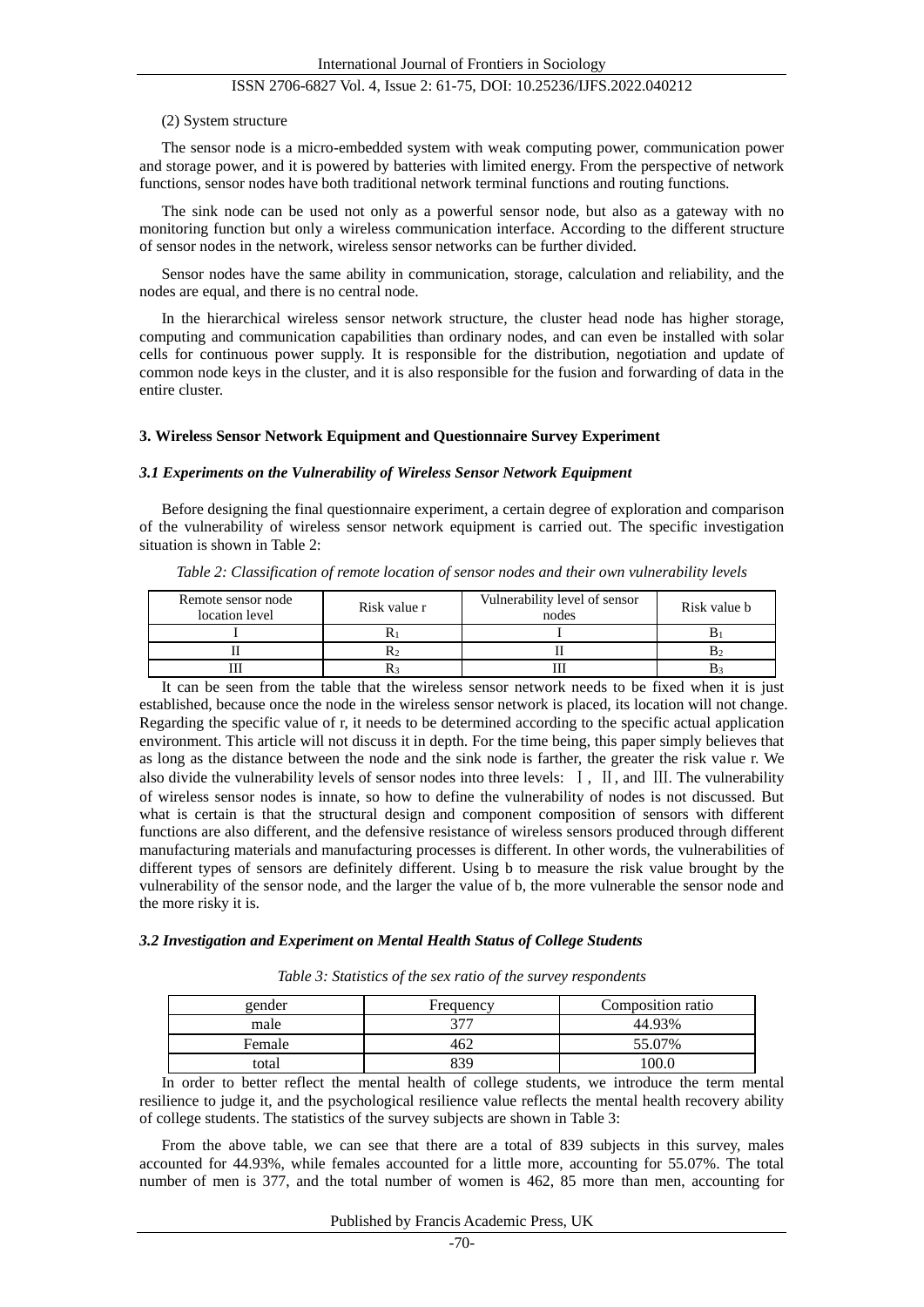(2) System structure

The sensor node is a micro-embedded system with weak computing power, communication power and storage power, and it is powered by batteries with limited energy. From the perspective of network functions, sensor nodes have both traditional network terminal functions and routing functions.

The sink node can be used not only as a powerful sensor node, but also as a gateway with no monitoring function but only a wireless communication interface. According to the different structure of sensor nodes in the network, wireless sensor networks can be further divided.

Sensor nodes have the same ability in communication, storage, calculation and reliability, and the nodes are equal, and there is no central node.

In the hierarchical wireless sensor network structure, the cluster head node has higher storage, computing and communication capabilities than ordinary nodes, and can even be installed with solar cells for continuous power supply. It is responsible for the distribution, negotiation and update of common node keys in the cluster, and it is also responsible for the fusion and forwarding of data in the entire cluster.

### 3. Wireless Sensor Network Equipment and Questionnaire Survey Experiment

#### *3.1 Experiments on the Vulnerability of Wireless Sensor Network Equipment*

Before designing the final questionnaire experiment, a certain degree of exploration and comparison of the vulnerability of wireless sensor network equipment is carried out. The specific investigation situation is shown in Table 2:

*Table 2: Classification of remote location of sensor nodes and their own vulnerability levels*

| Remote sensor node location level | Risk value r | Vulnerability level of sensor nodes | Risk value b |
|---|---|---|---|
| I | $R_1$ | I | $B_1$ |
| II | $R_2$ | II | $B_2$ |
| III | $R_3$ | III | $B_3$ |

It can be seen from the table that the wireless sensor network needs to be fixed when it is just established, because once the node in the wireless sensor network is placed, its location will not change. Regarding the specific value of r, it needs to be determined according to the specific actual application environment. This article will not discuss it in depth. For the time being, this paper simply believes that as long as the distance between the node and the sink node is farther, the greater the risk value r. We also divide the vulnerability levels of sensor nodes into three levels: Ⅰ, Ⅱ, and Ⅲ. The vulnerability of wireless sensor nodes is innate, so how to define the vulnerability of nodes is not discussed. But what is certain is that the structural design and component composition of sensors with different functions are also different, and the defensive resistance of wireless sensors produced through different manufacturing materials and manufacturing processes is different. In other words, the vulnerabilities of different types of sensors are definitely different. Using b to measure the risk value brought by the vulnerability of the sensor node, and the larger the value of b, the more vulnerable the sensor node and the more risky it is.

#### *3.2 Investigation and Experiment on Mental Health Status of College Students*

*Table 3: Statistics of the sex ratio of the survey respondents*

| gender | Frequency | Composition ratio |
|---|---|---|
| male | 377 | 44.93% |
| Female | 462 | 55.07% |
| total | 839 | 100.0 |

In order to better reflect the mental health of college students, we introduce the term mental resilience to judge it, and the psychological resilience value reflects the mental health recovery ability of college students. The statistics of the survey subjects are shown in Table 3:

From the above table, we can see that there are a total of 839 subjects in this survey, males accounted for 44.93%, while females accounted for a little more, accounting for 55.07%. The total number of men is 377, and the total number of women is 462, 85 more than men, accounting for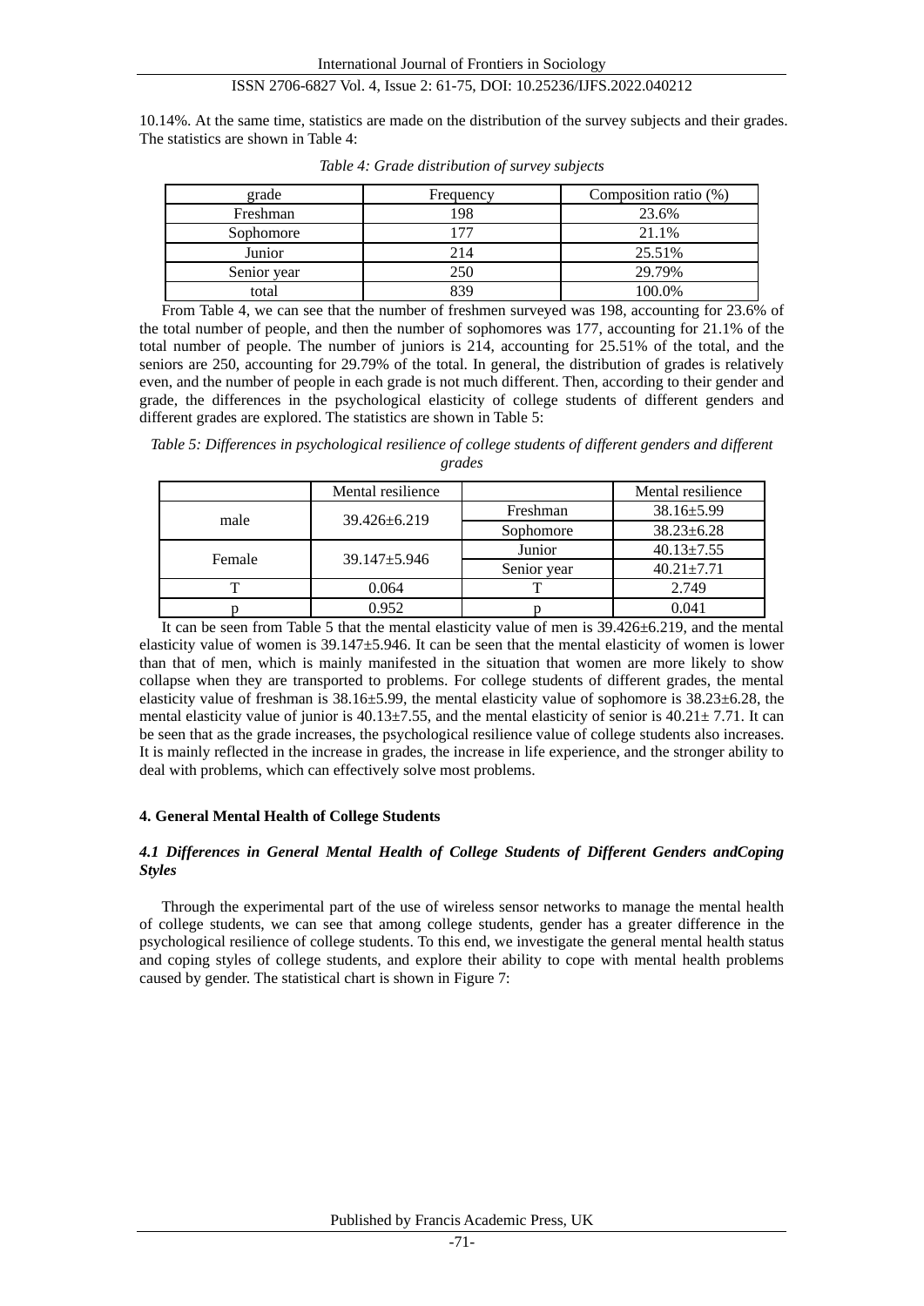10.14%. At the same time, statistics are made on the distribution of the survey subjects and their grades. The statistics are shown in Table 4:

*Table 4: Grade distribution of survey subjects*

| grade | Frequency | Composition ratio (%) |
|---|---|---|
| Freshman | 198 | 23.6% |
| Sophomore | 177 | 21.1% |
| Junior | 214 | 25.51% |
| Senior year | 250 | 29.79% |
| total | 839 | 100.0% |

From Table 4, we can see that the number of freshmen surveyed was 198, accounting for 23.6% of the total number of people, and then the number of sophomores was 177, accounting for 21.1% of the total number of people. The number of juniors is 214, accounting for 25.51% of the total, and the seniors are 250, accounting for 29.79% of the total. In general, the distribution of grades is relatively even, and the number of people in each grade is not much different. Then, according to their gender and grade, the differences in the psychological elasticity of college students of different genders and different grades are explored. The statistics are shown in Table 5:

*Table 5: Differences in psychological resilience of college students of different genders and different grades*

| | Mental resilience | | Mental resilience |
|---|---|---|---|
| male | 39.426±6.219 | Freshman | 38.16±5.99 |
| | | Sophomore | 38.23±6.28 |
| Female | 39.147±5.946 | Junior | 40.13±7.55 |
| | | Senior year | 40.21±7.71 |
| T | 0.064 | T | 2.749 |
| p | 0.952 | p | 0.041 |

It can be seen from Table 5 that the mental elasticity value of men is 39.426±6.219, and the mental elasticity value of women is 39.147±5.946. It can be seen that the mental elasticity of women is lower than that of men, which is mainly manifested in the situation that women are more likely to show collapse when they are transported to problems. For college students of different grades, the mental elasticity value of freshman is 38.16±5.99, the mental elasticity value of sophomore is 38.23±6.28, the mental elasticity value of junior is 40.13±7.55, and the mental elasticity of senior is 40.21± 7.71. It can be seen that as the grade increases, the psychological resilience value of college students also increases. It is mainly reflected in the increase in grades, the increase in life experience, and the stronger ability to deal with problems, which can effectively solve most problems.

## 4. General Mental Health of College Students

### *4.1 Differences in General Mental Health of College Students of Different Genders andCoping Styles*

Through the experimental part of the use of wireless sensor networks to manage the mental health of college students, we can see that among college students, gender has a greater difference in the psychological resilience of college students. To this end, we investigate the general mental health status and coping styles of college students, and explore their ability to cope with mental health problems caused by gender. The statistical chart is shown in Figure 7: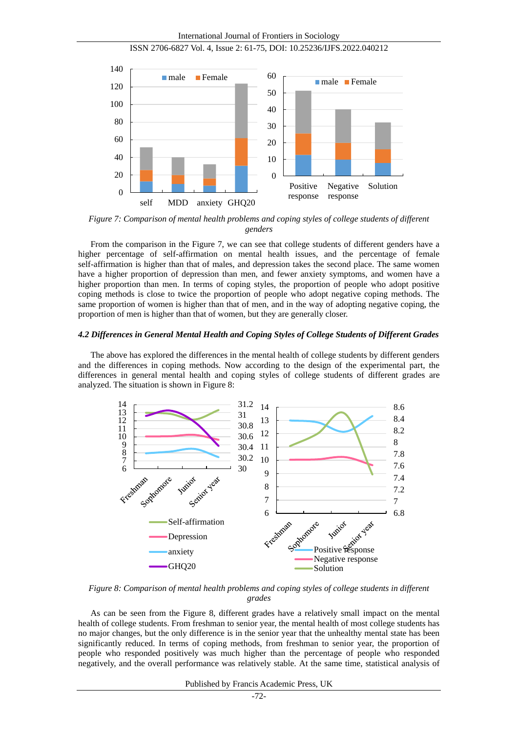*Figure 7: Comparison of mental health problems and coping styles of college students of different genders*

From the comparison in the Figure 7, we can see that college students of different genders have a higher percentage of self-affirmation on mental health issues, and the percentage of female self-affirmation is higher than that of males, and depression takes the second place. The same women have a higher proportion of depression than men, and fewer anxiety symptoms, and women have a higher proportion than men. In terms of coping styles, the proportion of people who adopt positive coping methods is close to twice the proportion of people who adopt negative coping methods. The same proportion of women is higher than that of men, and in the way of adopting negative coping, the proportion of men is higher than that of women, but they are generally closer.

### *4.2 Differences in General Mental Health and Coping Styles of College Students of Different Grades*

The above has explored the differences in the mental health of college students by different genders and the differences in coping methods. Now according to the design of the experimental part, the differences in general mental health and coping styles of college students of different grades are analyzed. The situation is shown in Figure 8:

*Figure 8: Comparison of mental health problems and coping styles of college students in different grades*

As can be seen from the Figure 8, different grades have a relatively small impact on the mental health of college students. From freshman to senior year, the mental health of most college students has no major changes, but the only difference is in the senior year that the unhealthy mental state has been significantly reduced. In terms of coping methods, from freshman to senior year, the proportion of people who responded positively was much higher than the percentage of people who responded negatively, and the overall performance was relatively stable. At the same time, statistical analysis of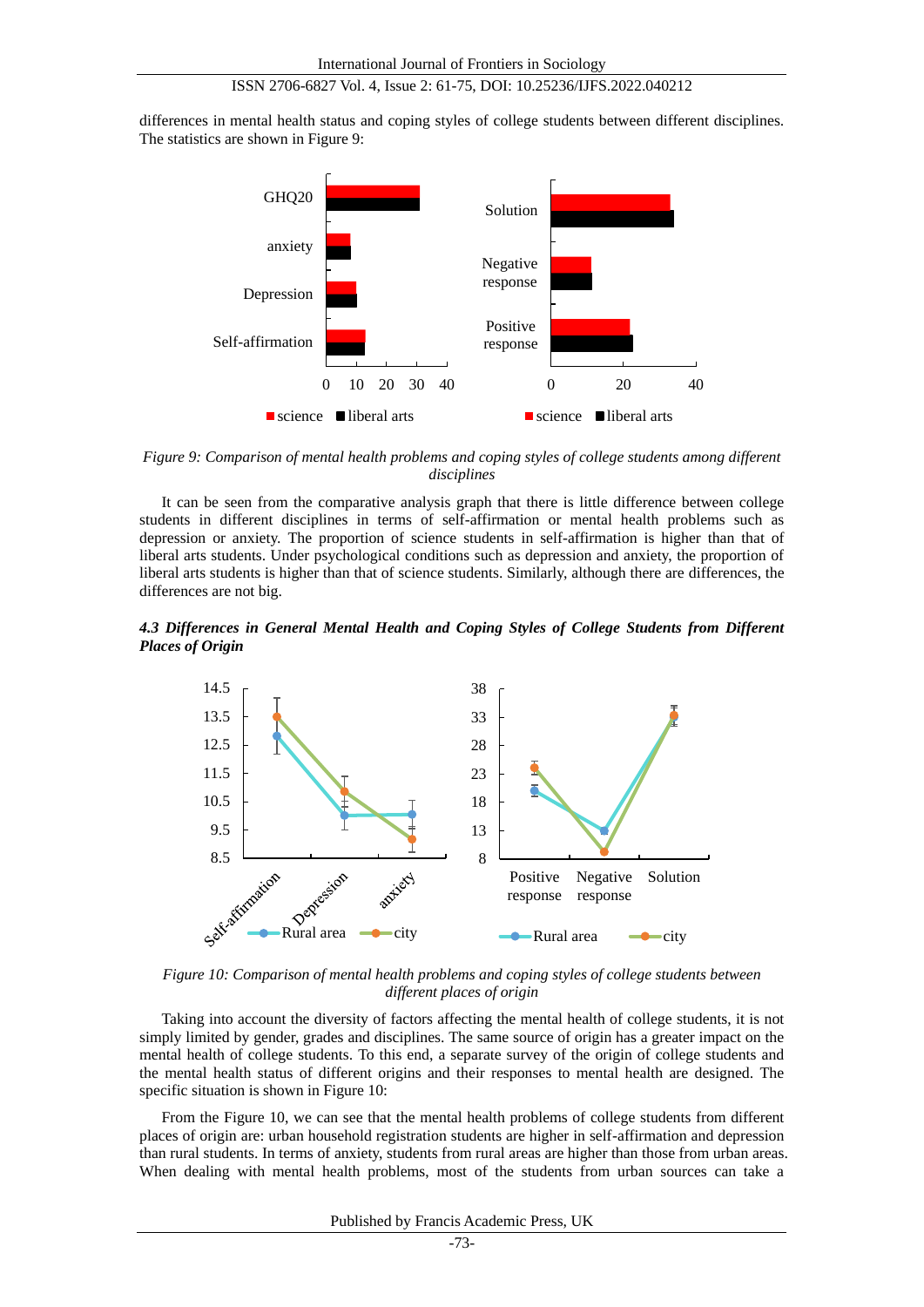differences in mental health status and coping styles of college students between different disciplines. The statistics are shown in Figure 9:

*Figure 9: Comparison of mental health problems and coping styles of college students among different disciplines*

It can be seen from the comparative analysis graph that there is little difference between college students in different disciplines in terms of self-affirmation or mental health problems such as depression or anxiety. The proportion of science students in self-affirmation is higher than that of liberal arts students. Under psychological conditions such as depression and anxiety, the proportion of liberal arts students is higher than that of science students. Similarly, although there are differences, the differences are not big.

### *4.3 Differences in General Mental Health and Coping Styles of College Students from Different Places of Origin*

*Figure 10: Comparison of mental health problems and coping styles of college students between different places of origin*

Taking into account the diversity of factors affecting the mental health of college students, it is not simply limited by gender, grades and disciplines. The same source of origin has a greater impact on the mental health of college students. To this end, a separate survey of the origin of college students and the mental health status of different origins and their responses to mental health are designed. The specific situation is shown in Figure 10:

From the Figure 10, we can see that the mental health problems of college students from different places of origin are: urban household registration students are higher in self-affirmation and depression than rural students. In terms of anxiety, students from rural areas are higher than those from urban areas. When dealing with mental health problems, most of the students from urban sources can take a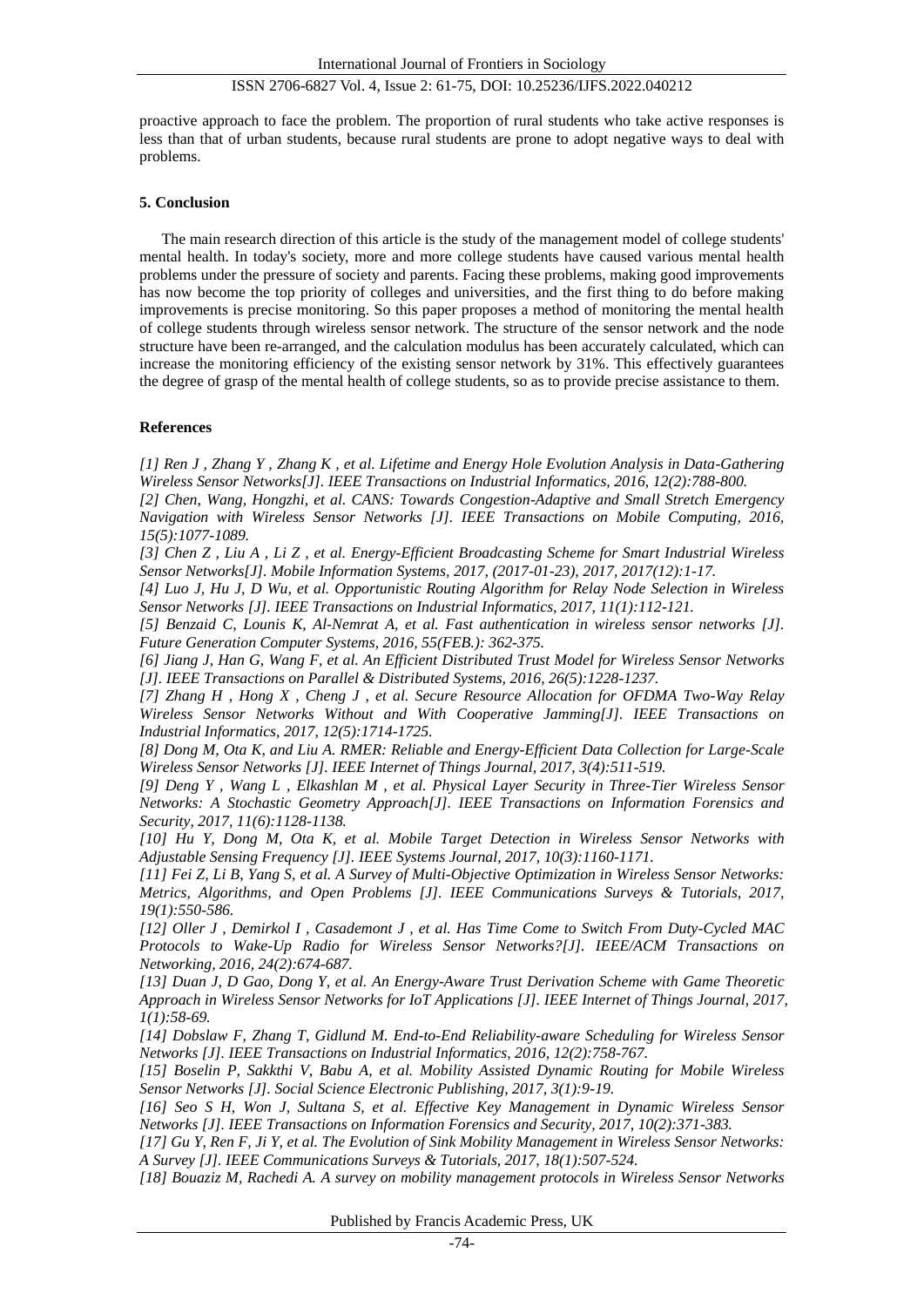proactive approach to face the problem. The proportion of rural students who take active responses is less than that of urban students, because rural students are prone to adopt negative ways to deal with problems.

## 5. Conclusion

The main research direction of this article is the study of the management model of college students' mental health. In today's society, more and more college students have caused various mental health problems under the pressure of society and parents. Facing these problems, making good improvements has now become the top priority of colleges and universities, and the first thing to do before making improvements is precise monitoring. So this paper proposes a method of monitoring the mental health of college students through wireless sensor network. The structure of the sensor network and the node structure have been re-arranged, and the calculation modulus has been accurately calculated, which can increase the monitoring efficiency of the existing sensor network by 31%. This effectively guarantees the degree of grasp of the mental health of college students, so as to provide precise assistance to them.

## References

*[1] Ren J , Zhang Y , Zhang K , et al. Lifetime and Energy Hole Evolution Analysis in Data-Gathering Wireless Sensor Networks[J]. IEEE Transactions on Industrial Informatics, 2016, 12(2):788-800.*

*[2] Chen, Wang, Hongzhi, et al. CANS: Towards Congestion-Adaptive and Small Stretch Emergency Navigation with Wireless Sensor Networks [J]. IEEE Transactions on Mobile Computing, 2016, 15(5):1077-1089.*

*[3] Chen Z , Liu A , Li Z , et al. Energy-Efficient Broadcasting Scheme for Smart Industrial Wireless Sensor Networks[J]. Mobile Information Systems, 2017, (2017-01-23), 2017, 2017(12):1-17.*

*[4] Luo J, Hu J, D Wu, et al. Opportunistic Routing Algorithm for Relay Node Selection in Wireless Sensor Networks [J]. IEEE Transactions on Industrial Informatics, 2017, 11(1):112-121.*

*[5] Benzaid C, Lounis K, Al-Nemrat A, et al. Fast authentication in wireless sensor networks [J]. Future Generation Computer Systems, 2016, 55(FEB.): 362-375.*

*[6] Jiang J, Han G, Wang F, et al. An Efficient Distributed Trust Model for Wireless Sensor Networks [J]. IEEE Transactions on Parallel & Distributed Systems, 2016, 26(5):1228-1237.*

*[7] Zhang H , Hong X , Cheng J , et al. Secure Resource Allocation for OFDMA Two-Way Relay Wireless Sensor Networks Without and With Cooperative Jamming[J]. IEEE Transactions on Industrial Informatics, 2017, 12(5):1714-1725.*

*[8] Dong M, Ota K, and Liu A. RMER: Reliable and Energy-Efficient Data Collection for Large-Scale Wireless Sensor Networks [J]. IEEE Internet of Things Journal, 2017, 3(4):511-519.*

*[9] Deng Y , Wang L , Elkashlan M , et al. Physical Layer Security in Three-Tier Wireless Sensor Networks: A Stochastic Geometry Approach[J]. IEEE Transactions on Information Forensics and Security, 2017, 11(6):1128-1138.*

*[10] Hu Y, Dong M, Ota K, et al. Mobile Target Detection in Wireless Sensor Networks with Adjustable Sensing Frequency [J]. IEEE Systems Journal, 2017, 10(3):1160-1171.*

*[11] Fei Z, Li B, Yang S, et al. A Survey of Multi-Objective Optimization in Wireless Sensor Networks: Metrics, Algorithms, and Open Problems [J]. IEEE Communications Surveys & Tutorials, 2017, 19(1):550-586.*

*[12] Oller J , Demirkol I , Casademont J , et al. Has Time Come to Switch From Duty-Cycled MAC Protocols to Wake-Up Radio for Wireless Sensor Networks?[J]. IEEE/ACM Transactions on Networking, 2016, 24(2):674-687.*

*[13] Duan J, D Gao, Dong Y, et al. An Energy-Aware Trust Derivation Scheme with Game Theoretic Approach in Wireless Sensor Networks for IoT Applications [J]. IEEE Internet of Things Journal, 2017, 1(1):58-69.*

*[14] Dobslaw F, Zhang T, Gidlund M. End-to-End Reliability-aware Scheduling for Wireless Sensor Networks [J]. IEEE Transactions on Industrial Informatics, 2016, 12(2):758-767.*

*[15] Boselin P, Sakkthi V, Babu A, et al. Mobility Assisted Dynamic Routing for Mobile Wireless Sensor Networks [J]. Social Science Electronic Publishing, 2017, 3(1):9-19.*

*[16] Seo S H, Won J, Sultana S, et al. Effective Key Management in Dynamic Wireless Sensor Networks [J]. IEEE Transactions on Information Forensics and Security, 2017, 10(2):371-383.*

*[17] Gu Y, Ren F, Ji Y, et al. The Evolution of Sink Mobility Management in Wireless Sensor Networks: A Survey [J]. IEEE Communications Surveys & Tutorials, 2017, 18(1):507-524.*

*[18] Bouaziz M, Rachedi A. A survey on mobility management protocols in Wireless Sensor Networks*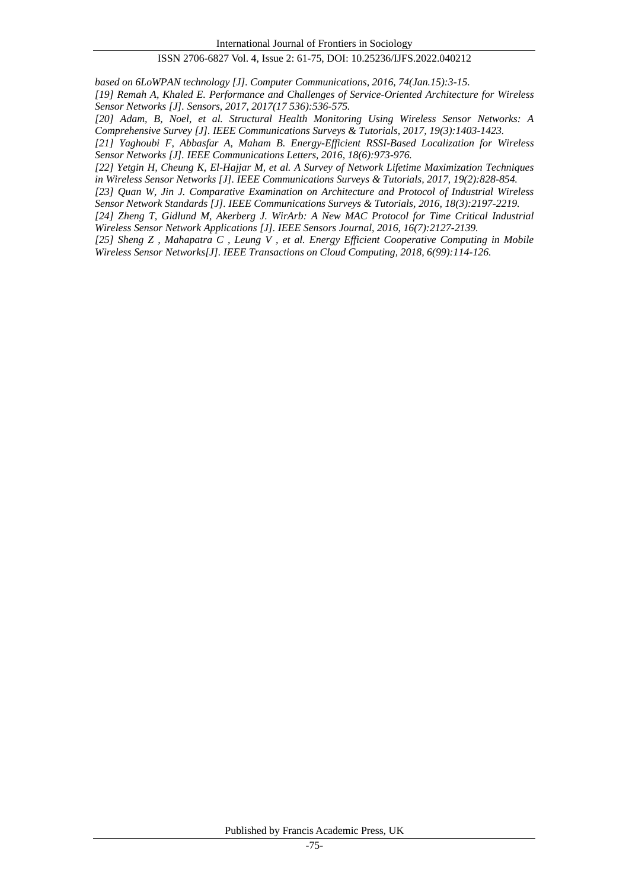*based on 6LoWPAN technology [J]. Computer Communications, 2016, 74(Jan.15):3-15.*

*[19] Remah A, Khaled E. Performance and Challenges of Service-Oriented Architecture for Wireless Sensor Networks [J]. Sensors, 2017, 2017(17 536):536-575.*

*[20] Adam, B, Noel, et al. Structural Health Monitoring Using Wireless Sensor Networks: A Comprehensive Survey [J]. IEEE Communications Surveys & Tutorials, 2017, 19(3):1403-1423.*

*[21] Yaghoubi F, Abbasfar A, Maham B. Energy-Efficient RSSI-Based Localization for Wireless Sensor Networks [J]. IEEE Communications Letters, 2016, 18(6):973-976.*

*[22] Yetgin H, Cheung K, El-Hajjar M, et al. A Survey of Network Lifetime Maximization Techniques in Wireless Sensor Networks [J]. IEEE Communications Surveys & Tutorials, 2017, 19(2):828-854.*

*[23] Quan W, Jin J. Comparative Examination on Architecture and Protocol of Industrial Wireless Sensor Network Standards [J]. IEEE Communications Surveys & Tutorials, 2016, 18(3):2197-2219.*

*[24] Zheng T, Gidlund M, Akerberg J. WirArb: A New MAC Protocol for Time Critical Industrial Wireless Sensor Network Applications [J]. IEEE Sensors Journal, 2016, 16(7):2127-2139.*

*[25] Sheng Z , Mahapatra C , Leung V , et al. Energy Efficient Cooperative Computing in Mobile Wireless Sensor Networks[J]. IEEE Transactions on Cloud Computing, 2018, 6(99):114-126.*